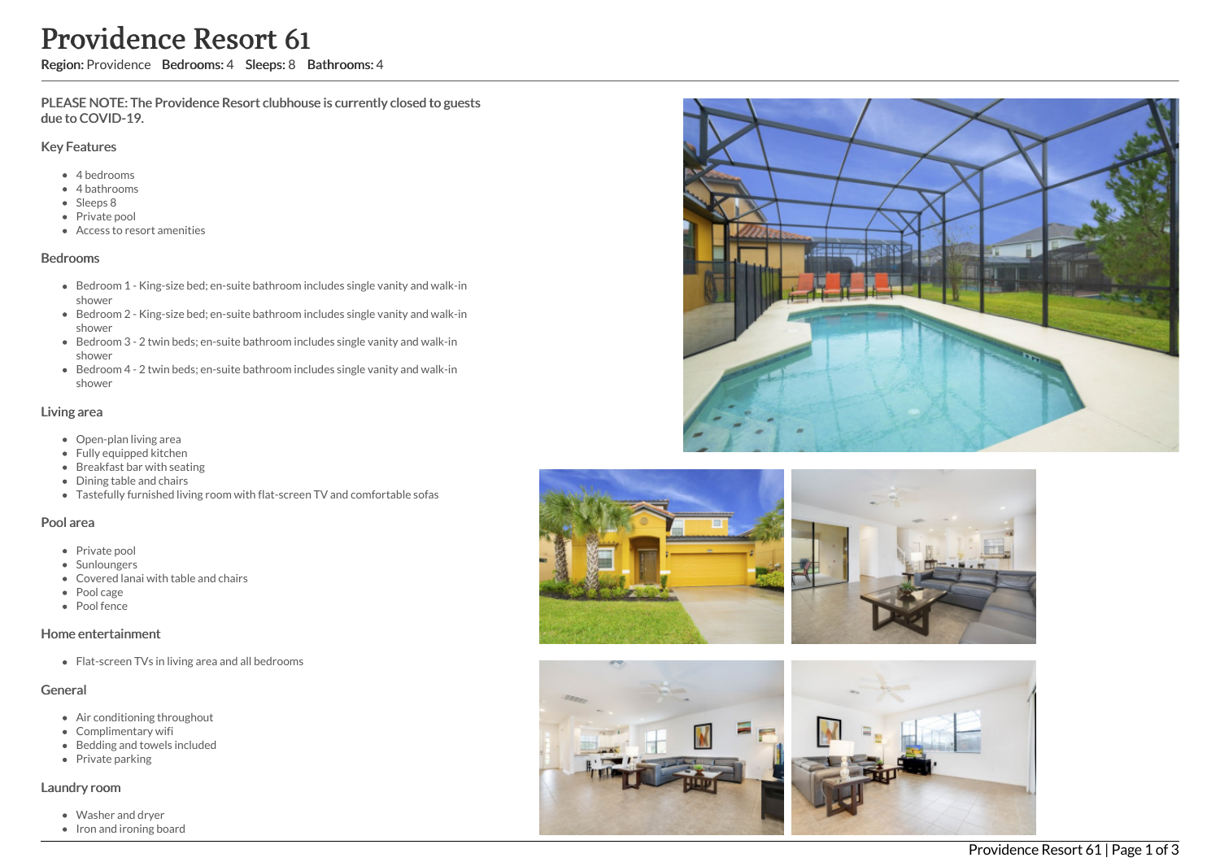# Providence Resort 61

**Region:** Providence **Bedrooms:** 4 **Sleeps:** 8 **Bathrooms:** 4

PLEASE NOTE: The Providence Resort clubhouse is currently closed to guests due to COVID-19.

## Key Features

- 4 bedrooms
- 4 bathrooms
- Sleeps 8
- Private pool
- Access to resort amenities

## Bedrooms

- Bedroom 1 - King-size bed; en-suite bathroom includes single vanity and walk-in shower
- Bedroom 2 - King-size bed; en-suite bathroom includes single vanity and walk-in shower
- Bedroom 3 - 2 twin beds; en-suite bathroom includes single vanity and walk-in shower
- Bedroom 4 - 2 twin beds; en-suite bathroom includes single vanity and walk-in shower

## Living area

- Open-plan living area
- Fully equipped kitchen
- Breakfast bar with seating
- Dining table and chairs
- Tastefully furnished living room with flat-screen TV and comfortable sofas

## Pool area

- Private pool
- Sunloungers
- Covered lanai with table and chairs
- Pool cage
- Pool fence

## Home entertainment

- Flat-screen TVs in living area and all bedrooms

## General

- Air conditioning throughout
- Complimentary wifi
- Bedding and towels included
- Private parking

## Laundry room

- Washer and dryer
- Iron and ironing board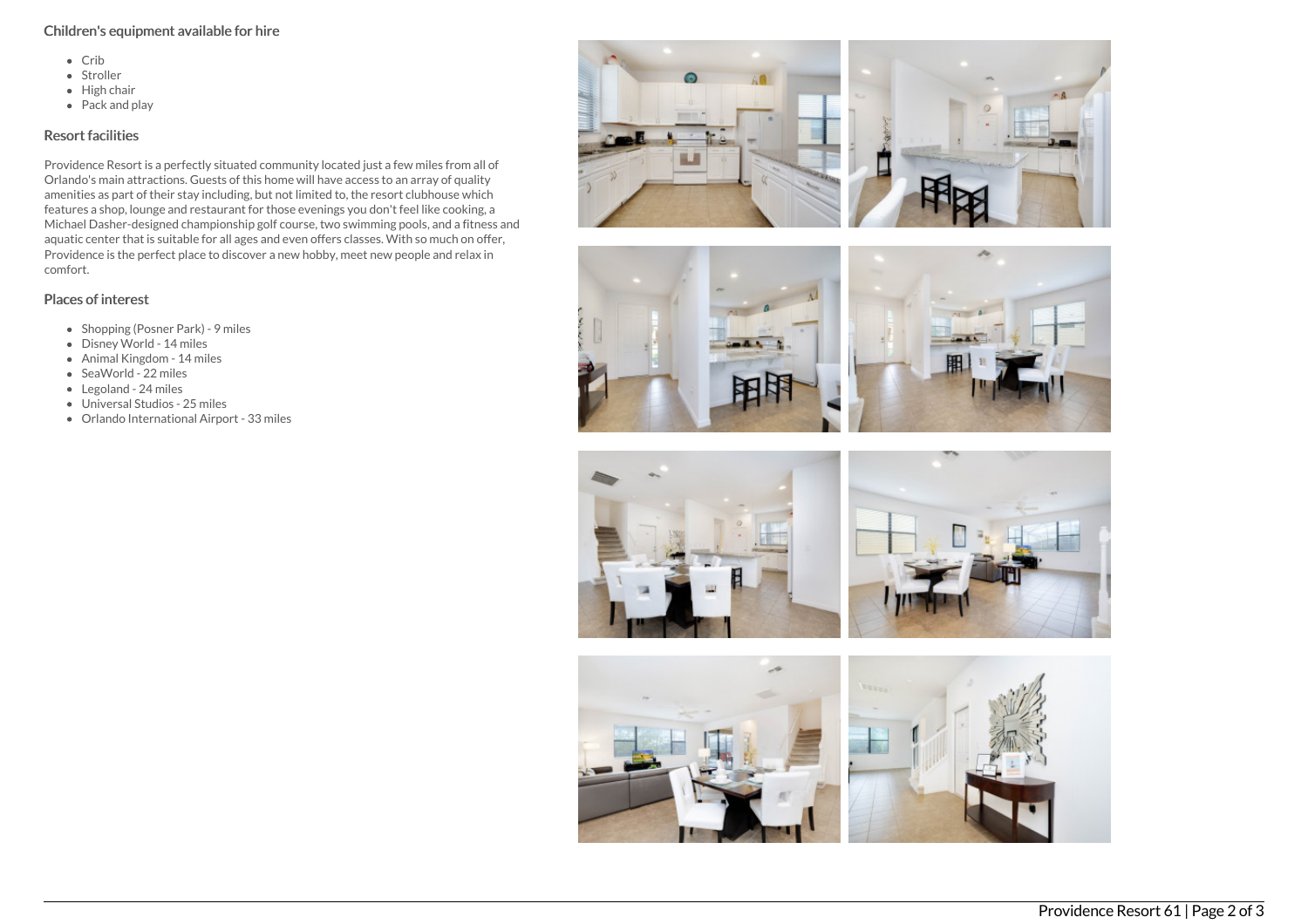## Children's equipment available for hire

- Crib
- Stroller
- High chair
- Pack and play

## Resort facilities

Providence Resort is a perfectly situated community located just a few miles from all of Orlando's main attractions. Guests of this home will have access to an array of quality amenities as part of their stay including, but not limited to, the resort clubhouse which features a shop, lounge and restaurant for those evenings you don't feel like cooking, a Michael Dasher-designed championship golf course, two swimming pools, and a fitness and aquatic center that is suitable for all ages and even offers classes. With so much on offer, Providence is the perfect place to discover a new hobby, meet new people and relax in comfort.

## Places of interest

- Shopping (Posner Park) - 9 miles
- Disney World - 14 miles
- Animal Kingdom - 14 miles
- SeaWorld - 22 miles
- Legoland - 24 miles
- Universal Studios - 25 miles
- Orlando International Airport - 33 miles